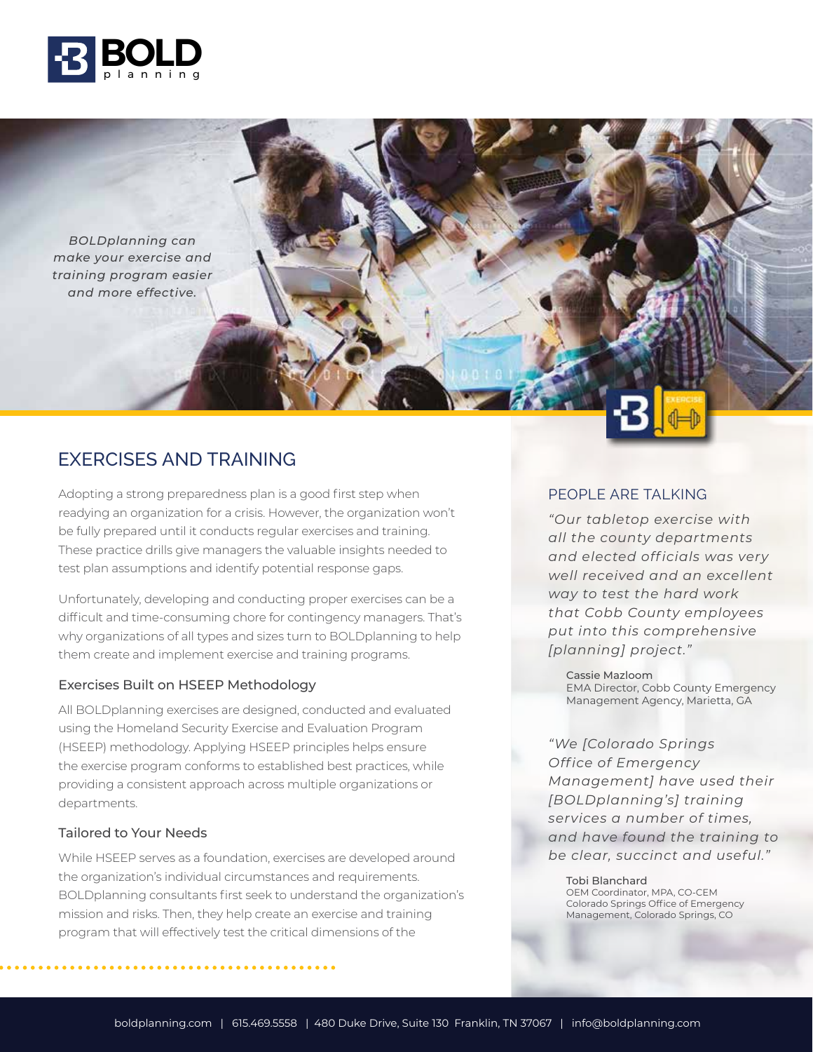*BOLDplanning can make your exercise and training program easier and more effective.*

## EXERCISES AND TRAINING

Adopting a strong preparedness plan is a good first step when readying an organization for a crisis. However, the organization won't be fully prepared until it conducts regular exercises and training. These practice drills give managers the valuable insights needed to test plan assumptions and identify potential response gaps.

Unfortunately, developing and conducting proper exercises can be a difficult and time-consuming chore for contingency managers. That's why organizations of all types and sizes turn to BOLDplanning to help them create and implement exercise and training programs.

### Exercises Built on HSEEP Methodology

All BOLDplanning exercises are designed, conducted and evaluated using the Homeland Security Exercise and Evaluation Program (HSEEP) methodology. Applying HSEEP principles helps ensure the exercise program conforms to established best practices, while providing a consistent approach across multiple organizations or departments.

### Tailored to Your Needs

While HSEEP serves as a foundation, exercises are developed around the organization's individual circumstances and requirements. BOLDplanning consultants first seek to understand the organization's mission and risks. Then, they help create an exercise and training program that will effectively test the critical dimensions of the

## PEOPLE ARE TALKING

*"Our tabletop exercise with all the county departments and elected officials was very well received and an excellent way to test the hard work that Cobb County employees put into this comprehensive [planning] project."*

Cassie Mazloom
EMA Director, Cobb County Emergency Management Agency, Marietta, GA

*"We [Colorado Springs Office of Emergency Management] have used their [BOLDplanning's] training services a number of times, and have found the training to be clear, succinct and useful."*

Tobi Blanchard
OEM Coordinator, MPA, CO-CEM
Colorado Springs Office of Emergency Management, Colorado Springs, CO

boldplanning.com | 615.469.5558 | 480 Duke Drive, Suite 130 Franklin, TN 37067 | info@boldplanning.com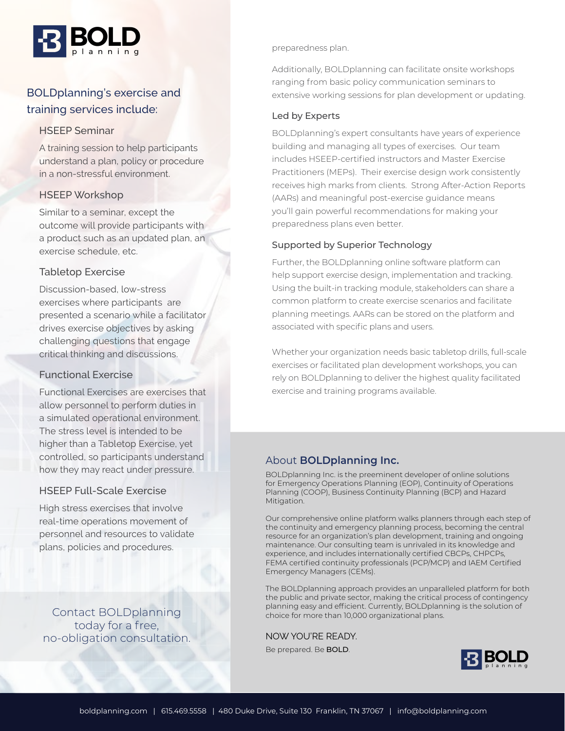## BOLDplanning's exercise and training services include:

### HSEEP Seminar

A training session to help participants understand a plan, policy or procedure in a non-stressful environment.

### HSEEP Workshop

Similar to a seminar, except the outcome will provide participants with a product such as an updated plan, an exercise schedule, etc.

### Tabletop Exercise

Discussion-based, low-stress exercises where participants are presented a scenario while a facilitator drives exercise objectives by asking challenging questions that engage critical thinking and discussions.

### Functional Exercise

Functional Exercises are exercises that allow personnel to perform duties in a simulated operational environment. The stress level is intended to be higher than a Tabletop Exercise, yet controlled, so participants understand how they may react under pressure.

### HSEEP Full-Scale Exercise

High stress exercises that involve real-time operations movement of personnel and resources to validate plans, policies and procedures.

Contact BOLDplanning today for a free, no-obligation consultation.

preparedness plan.

Additionally, BOLDplanning can facilitate onsite workshops ranging from basic policy communication seminars to extensive working sessions for plan development or updating.

### Led by Experts

BOLDplanning's expert consultants have years of experience building and managing all types of exercises. Our team includes HSEEP-certified instructors and Master Exercise Practitioners (MEPs). Their exercise design work consistently receives high marks from clients. Strong After-Action Reports (AARs) and meaningful post-exercise guidance means you'll gain powerful recommendations for making your preparedness plans even better.

### Supported by Superior Technology

Further, the BOLDplanning online software platform can help support exercise design, implementation and tracking. Using the built-in tracking module, stakeholders can share a common platform to create exercise scenarios and facilitate planning meetings. AARs can be stored on the platform and associated with specific plans and users.

Whether your organization needs basic tabletop drills, full-scale exercises or facilitated plan development workshops, you can rely on BOLDplanning to deliver the highest quality facilitated exercise and training programs available.

## About **BOLDplanning Inc.**

BOLDplanning Inc. is the preeminent developer of online solutions for Emergency Operations Planning (EOP), Continuity of Operations Planning (COOP), Business Continuity Planning (BCP) and Hazard Mitigation.

Our comprehensive online platform walks planners through each step of the continuity and emergency planning process, becoming the central resource for an organization's plan development, training and ongoing maintenance. Our consulting team is unrivaled in its knowledge and experience, and includes internationally certified CBCPs, CHPCPs, FEMA certified continuity professionals (PCP/MCP) and IAEM Certified Emergency Managers (CEMs).

The BOLDplanning approach provides an unparalleled platform for both the public and private sector, making the critical process of contingency planning easy and efficient. Currently, BOLDplanning is the solution of choice for more than 10,000 organizational plans.

NOW YOU'RE READY.

Be prepared. Be **BOLD**.

boldplanning.com | 615.469.5558 | 480 Duke Drive, Suite 130 Franklin, TN 37067 | info@boldplanning.com